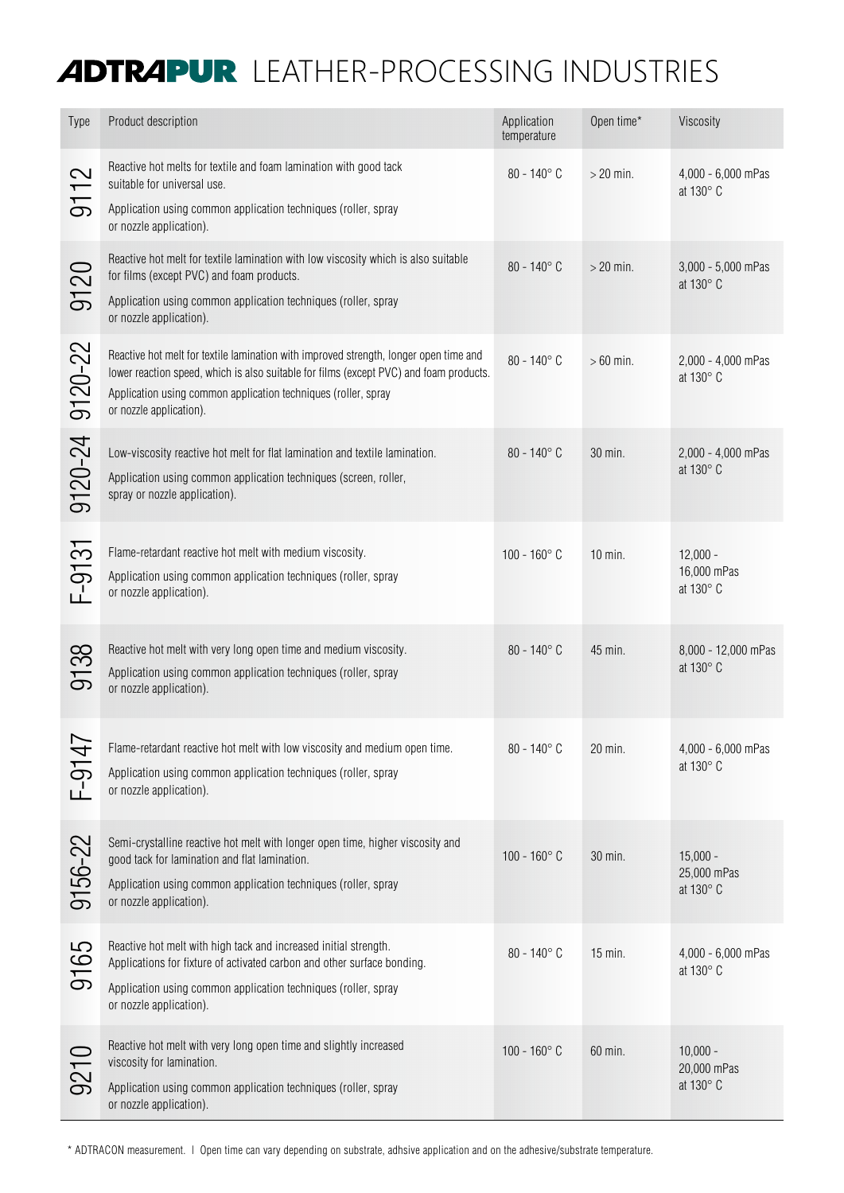# ADTRAPUR LEATHER-PROCESSING INDUSTRIES

| Type | Product description | Application temperature | Open time* | Viscosity |
|---|---|---|---|---|
| 9112 | Reactive hot melts for textile and foam lamination with good tack suitable for universal use.<br>Application using common application techniques (roller, spray or nozzle application). | 80 - 140° C | > 20 min. | 4,000 - 6,000 mPas at 130° C |
| 9120 | Reactive hot melt for textile lamination with low viscosity which is also suitable for films (except PVC) and foam products.<br>Application using common application techniques (roller, spray or nozzle application). | 80 - 140° C | > 20 min. | 3,000 - 5,000 mPas at 130° C |
| 9120-22 | Reactive hot melt for textile lamination with improved strength, longer open time and lower reaction speed, which is also suitable for films (except PVC) and foam products.<br>Application using common application techniques (roller, spray or nozzle application). | 80 - 140° C | > 60 min. | 2,000 - 4,000 mPas at 130° C |
| 9120-24 | Low-viscosity reactive hot melt for flat lamination and textile lamination.<br>Application using common application techniques (screen, roller, spray or nozzle application). | 80 - 140° C | 30 min. | 2,000 - 4,000 mPas at 130° C |
| F-9131 | Flame-retardant reactive hot melt with medium viscosity.<br>Application using common application techniques (roller, spray or nozzle application). | 100 - 160° C | 10 min. | 12,000 - 16,000 mPas at 130° C |
| 9138 | Reactive hot melt with very long open time and medium viscosity.<br>Application using common application techniques (roller, spray or nozzle application). | 80 - 140° C | 45 min. | 8,000 - 12,000 mPas at 130° C |
| F-9147 | Flame-retardant reactive hot melt with low viscosity and medium open time.<br>Application using common application techniques (roller, spray or nozzle application). | 80 - 140° C | 20 min. | 4,000 - 6,000 mPas at 130° C |
| 9156-22 | Semi-crystalline reactive hot melt with longer open time, higher viscosity and good tack for lamination and flat lamination.<br>Application using common application techniques (roller, spray or nozzle application). | 100 - 160° C | 30 min. | 15,000 - 25,000 mPas at 130° C |
| 9165 | Reactive hot melt with high tack and increased initial strength. Applications for fixture of activated carbon and other surface bonding.<br>Application using common application techniques (roller, spray or nozzle application). | 80 - 140° C | 15 min. | 4,000 - 6,000 mPas at 130° C |
| 9210 | Reactive hot melt with very long open time and slightly increased viscosity for lamination.<br>Application using common application techniques (roller, spray or nozzle application). | 100 - 160° C | 60 min. | 10,000 - 20,000 mPas at 130° C |

\* ADTRACON measurement. I Open time can vary depending on substrate, adhsive application and on the adhesive/substrate temperature.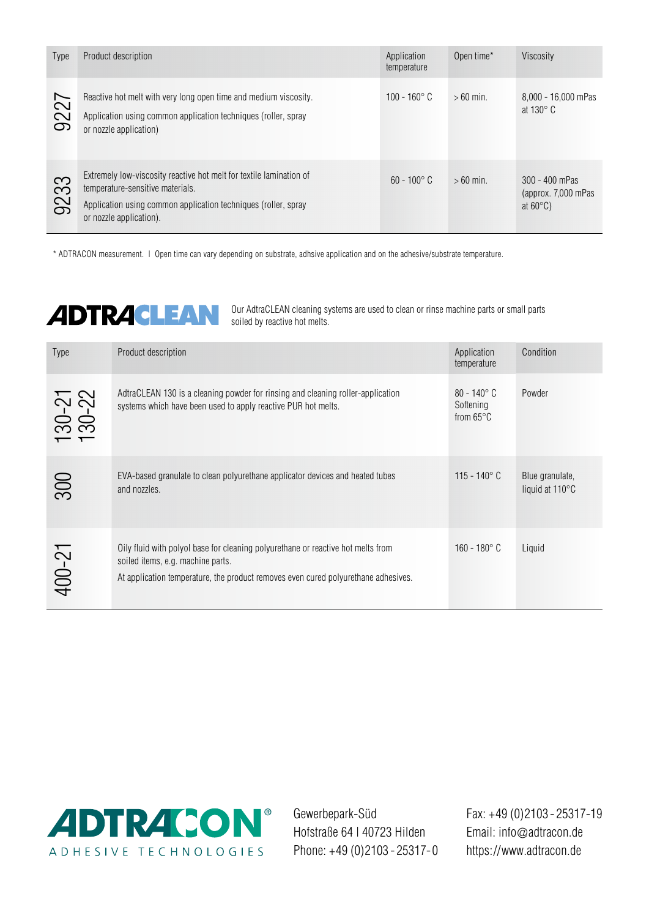| Type | Product description | Application temperature | Open time* | Viscosity |
| --- | --- | --- | --- | --- |
| 9227 | Reactive hot melt with very long open time and medium viscosity. Application using common application techniques (roller, spray or nozzle application) | 100 - 160° C | > 60 min. | 8,000 - 16,000 mPas at 130° C |
| 9233 | Extremely low-viscosity reactive hot melt for textile lamination of temperature-sensitive materials. Application using common application techniques (roller, spray or nozzle application). | 60 - 100° C | > 60 min. | 300 - 400 mPas (approx. 7,000 mPas at 60°C) |

* ADTRACON measurement. I Open time can vary depending on substrate, adhsive application and on the adhesive/substrate temperature.

## ADTRACLEAN

Our AdtraCLEAN cleaning systems are used to clean or rinse machine parts or small parts soiled by reactive hot melts.

| Type | Product description | Application temperature | Condition |
| --- | --- | --- | --- |
| 130-21 130-22 | AdtraCLEAN 130 is a cleaning powder for rinsing and cleaning roller-application systems which have been used to apply reactive PUR hot melts. | 80 - 140° C Softening from 65°C | Powder |
| 300 | EVA-based granulate to clean polyurethane applicator devices and heated tubes and nozzles. | 115 - 140° C | Blue granulate, liquid at 110°C |
| 400-21 | Oily fluid with polyol base for cleaning polyurethane or reactive hot melts from soiled items, e.g. machine parts. At application temperature, the product removes even cured polyurethane adhesives. | 160 - 180° C | Liquid |

ADTRACON®
ADHESIVE TECHNOLOGIES

Gewerbepark-Süd
Hofstraße 64 I 40723 Hilden
Phone: +49 (0)2103 - 25317 - 0

Fax: +49 (0)2103 - 25317 - 19
Email: info@adtracon.de
https://www.adtracon.de